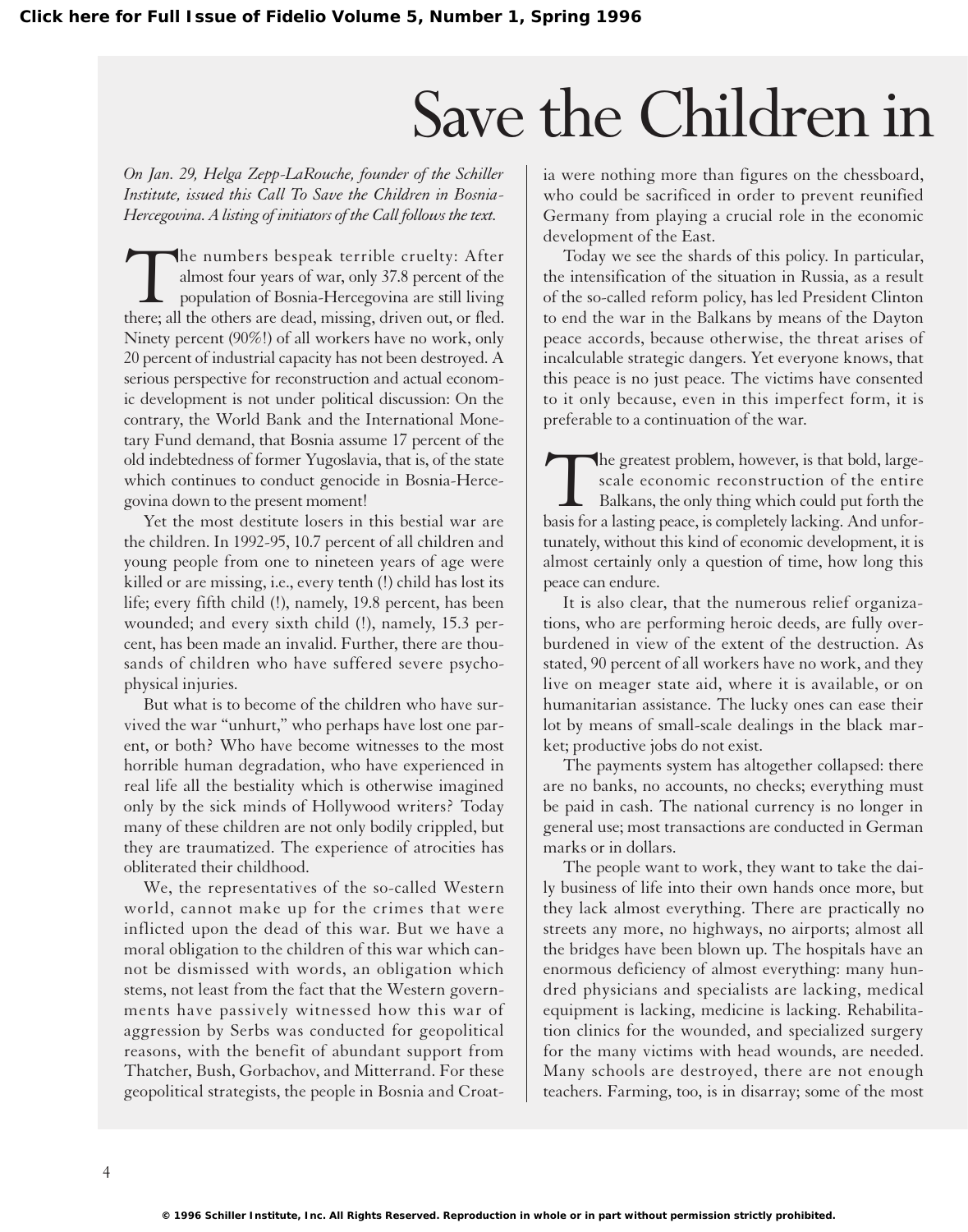# Save the Children in

*On Jan. 29, Helga Zepp-LaRouche, founder of the Schiller Institute, issued this Call To Save the Children in Bosnia-Hercegovina. A listing of initiators of the Call follows the text.*

The numbers bespeak terrible cruelty: After almost four years of war, only 37.8 percent of the population of Bosnia-Hercegovina are still living there; all the others are dead, missing, driven out, or fled. Ninety percent (90%!) of all workers have no work, only 20 percent of industrial capacity has not been destroyed. A serious perspective for reconstruction and actual economic development is not under political discussion: On the contrary, the World Bank and the International Monetary Fund demand, that Bosnia assume 17 percent of the old indebtedness of former Yugoslavia, that is, of the state which continues to conduct genocide in Bosnia-Hercegovina down to the present moment!

Yet the most destitute losers in this bestial war are the children. In 1992-95, 10.7 percent of all children and young people from one to nineteen years of age were killed or are missing, i.e., every tenth (!) child has lost its life; every fifth child (!), namely, 19.8 percent, has been wounded; and every sixth child (!), namely, 15.3 percent, has been made an invalid. Further, there are thousands of children who have suffered severe psycho-physical injuries.

But what is to become of the children who have survived the war "unhurt," who perhaps have lost one parent, or both? Who have become witnesses to the most horrible human degradation, who have experienced in real life all the bestiality which is otherwise imagined only by the sick minds of Hollywood writers? Today many of these children are not only bodily crippled, but they are traumatized. The experience of atrocities has obliterated their childhood.

We, the representatives of the so-called Western world, cannot make up for the crimes that were inflicted upon the dead of this war. But we have a moral obligation to the children of this war which cannot be dismissed with words, an obligation which stems, not least from the fact that the Western governments have passively witnessed how this war of aggression by Serbs was conducted for geopolitical reasons, with the benefit of abundant support from Thatcher, Bush, Gorbachov, and Mitterrand. For these geopolitical strategists, the people in Bosnia and Croatia were nothing more than figures on the chessboard, who could be sacrificed in order to prevent reunified Germany from playing a crucial role in the economic development of the East.

Today we see the shards of this policy. In particular, the intensification of the situation in Russia, as a result of the so-called reform policy, has led President Clinton to end the war in the Balkans by means of the Dayton peace accords, because otherwise, the threat arises of incalculable strategic dangers. Yet everyone knows, that this peace is no just peace. The victims have consented to it only because, even in this imperfect form, it is preferable to a continuation of the war.

The greatest problem, however, is that bold, large-scale economic reconstruction of the entire Balkans, the only thing which could put forth the basis for a lasting peace, is completely lacking. And unfortunately, without this kind of economic development, it is almost certainly only a question of time, how long this peace can endure.

It is also clear, that the numerous relief organizations, who are performing heroic deeds, are fully overburdened in view of the extent of the destruction. As stated, 90 percent of all workers have no work, and they live on meager state aid, where it is available, or on humanitarian assistance. The lucky ones can ease their lot by means of small-scale dealings in the black market; productive jobs do not exist.

The payments system has altogether collapsed: there are no banks, no accounts, no checks; everything must be paid in cash. The national currency is no longer in general use; most transactions are conducted in German marks or in dollars.

The people want to work, they want to take the daily business of life into their own hands once more, but they lack almost everything. There are practically no streets any more, no highways, no airports; almost all the bridges have been blown up. The hospitals have an enormous deficiency of almost everything: many hundred physicians and specialists are lacking, medical equipment is lacking, medicine is lacking. Rehabilitation clinics for the wounded, and specialized surgery for the many victims with head wounds, are needed. Many schools are destroyed, there are not enough teachers. Farming, too, is in disarray; some of the most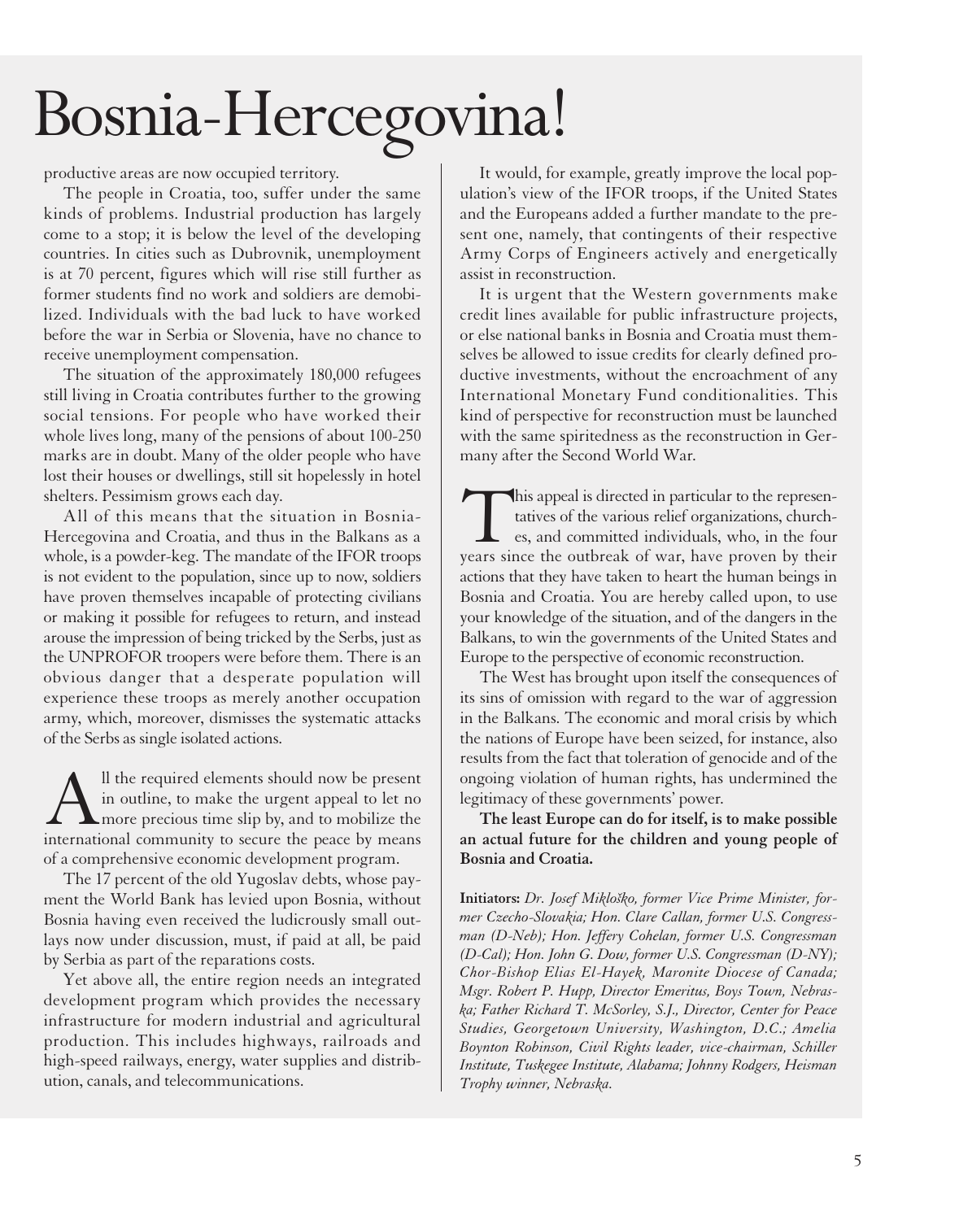# Bosnia-Hercegovina!

productive areas are now occupied territory.

The people in Croatia, too, suffer under the same kinds of problems. Industrial production has largely come to a stop; it is below the level of the developing countries. In cities such as Dubrovnik, unemployment is at 70 percent, figures which will rise still further as former students find no work and soldiers are demobilized. Individuals with the bad luck to have worked before the war in Serbia or Slovenia, have no chance to receive unemployment compensation.

The situation of the approximately 180,000 refugees still living in Croatia contributes further to the growing social tensions. For people who have worked their whole lives long, many of the pensions of about 100-250 marks are in doubt. Many of the older people who have lost their houses or dwellings, still sit hopelessly in hotel shelters. Pessimism grows each day.

All of this means that the situation in Bosnia-Hercegovina and Croatia, and thus in the Balkans as a whole, is a powder-keg. The mandate of the IFOR troops is not evident to the population, since up to now, soldiers have proven themselves incapable of protecting civilians or making it possible for refugees to return, and instead arouse the impression of being tricked by the Serbs, just as the UNPROFOR troopers were before them. There is an obvious danger that a desperate population will experience these troops as merely another occupation army, which, moreover, dismisses the systematic attacks of the Serbs as single isolated actions.

All the required elements should now be present in outline, to make the urgent appeal to let no more precious time slip by, and to mobilize the international community to secure the peace by means of a comprehensive economic development program.

The 17 percent of the old Yugoslav debts, whose payment the World Bank has levied upon Bosnia, without Bosnia having even received the ludicrously small outlays now under discussion, must, if paid at all, be paid by Serbia as part of the reparations costs.

Yet above all, the entire region needs an integrated development program which provides the necessary infrastructure for modern industrial and agricultural production. This includes highways, railroads and high-speed railways, energy, water supplies and distribution, canals, and telecommunications.

It would, for example, greatly improve the local population's view of the IFOR troops, if the United States and the Europeans added a further mandate to the present one, namely, that contingents of their respective Army Corps of Engineers actively and energetically assist in reconstruction.

It is urgent that the Western governments make credit lines available for public infrastructure projects, or else national banks in Bosnia and Croatia must themselves be allowed to issue credits for clearly defined productive investments, without the encroachment of any International Monetary Fund conditionalities. This kind of perspective for reconstruction must be launched with the same spiritedness as the reconstruction in Germany after the Second World War.

This appeal is directed in particular to the representatives of the various relief organizations, churches, and committed individuals, who, in the four years since the outbreak of war, have proven by their actions that they have taken to heart the human beings in Bosnia and Croatia. You are hereby called upon, to use your knowledge of the situation, and of the dangers in the Balkans, to win the governments of the United States and Europe to the perspective of economic reconstruction.

The West has brought upon itself the consequences of its sins of omission with regard to the war of aggression in the Balkans. The economic and moral crisis by which the nations of Europe have been seized, for instance, also results from the fact that toleration of genocide and of the ongoing violation of human rights, has undermined the legitimacy of these governments' power.

**The least Europe can do for itself, is to make possible an actual future for the children and young people of Bosnia and Croatia.**

**Initiators:** *Dr. Josef Mikloško, former Vice Prime Minister, former Czecho-Slovakia; Hon. Clare Callan, former U.S. Congressman (D-Neb); Hon. Jeffery Cohelan, former U.S. Congressman (D-Cal); Hon. John G. Dow, former U.S. Congressman (D-NY); Chor-Bishop Elias El-Hayek, Maronite Diocese of Canada; Msgr. Robert P. Hupp, Director Emeritus, Boys Town, Nebraska; Father Richard T. McSorley, S.J., Director, Center for Peace Studies, Georgetown University, Washington, D.C.; Amelia Boynton Robinson, Civil Rights leader, vice-chairman, Schiller Institute, Tuskegee Institute, Alabama; Johnny Rodgers, Heisman Trophy winner, Nebraska.*